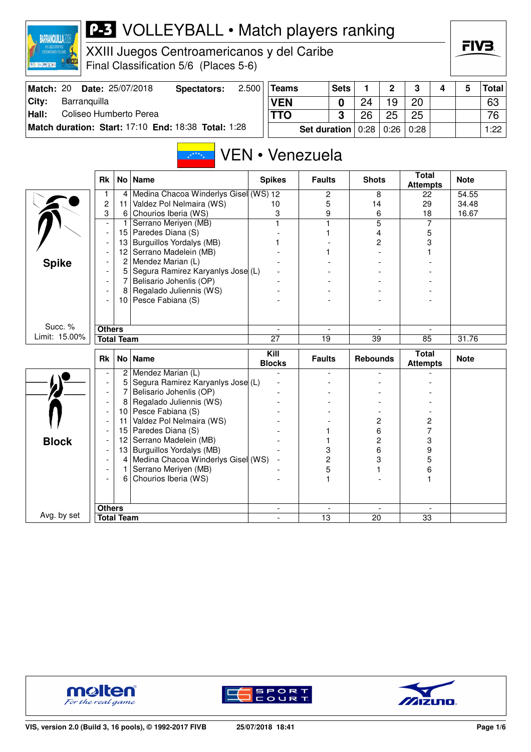# P-3 VOLLEYBALL • Match players ranking

XXIII Juegos Centroamericanos y del Caribe
Final Classification 5/6 (Places 5-6)

| Match: 20 | Date: 25/07/2018 | Spectators: | 2.500 |
|---|---|---|---|
| City: | Barranquilla | | |
| Hall: | Coliseo Humberto Perea | | |
| Match duration: Start: 17:10 | End: 18:38 | Total: 1:28 | |

| Teams | Sets | 1 | 2 | 3 | 4 | 5 | Total |
|---|---|---|---|---|---|---|---|
| VEN | 0 | 24 | 19 | 20 | | | 63 |
| TTO | 3 | 26 | 25 | 25 | | | 76 |
| Set duration | | 0:28 | 0:26 | 0:28 | | | 1:22 |

## VEN • Venezuela

### Spike

Succ. % Limit: 15.00%

| Rk | No | Name | Spikes | Faults | Shots | Total Attempts | Note |
|---|---|---|---|---|---|---|---|
| 1 | 4 | Medina Chacoa Winderlys Gisel (WS) | 12 | 2 | 8 | 22 | 54.55 |
| 2 | 11 | Valdez Pol Nelmaira (WS) | 10 | 5 | 14 | 29 | 34.48 |
| 3 | 6 | Chourios Iberia (WS) | 3 | 9 | 6 | 18 | 16.67 |
| - | 1 | Serrano Meriyen (MB) | 1 | 1 | 5 | 7 | |
| - | 15 | Paredes Diana (S) | - | 1 | 4 | 5 | |
| - | 13 | Burguillos Yordalys (MB) | 1 | - | 2 | 3 | |
| - | 12 | Serrano Madelein (MB) | - | 1 | - | 1 | |
| - | 2 | Mendez Marian (L) | - | - | - | - | |
| - | 5 | Segura Ramirez Karyanlys Jose (L) | - | - | - | - | |
| - | 7 | Belisario Johenlis (OP) | - | - | - | - | |
| - | 8 | Regalado Juliennis (WS) | - | - | - | - | |
| - | 10 | Pesce Fabiana (S) | - | - | - | - | |
| Others | | | - | - | - | - | |
| Total Team | | | 27 | 19 | 39 | 85 | 31.76 |

### Block

Avg. by set

| Rk | No | Name | Kill Blocks | Faults | Rebounds | Total Attempts | Note |
|---|---|---|---|---|---|---|---|
| - | 2 | Mendez Marian (L) | - | - | - | - | |
| - | 5 | Segura Ramirez Karyanlys Jose (L) | - | - | - | - | |
| - | 7 | Belisario Johenlis (OP) | - | - | - | - | |
| - | 8 | Regalado Juliennis (WS) | - | - | - | - | |
| - | 10 | Pesce Fabiana (S) | - | - | - | - | |
| - | 11 | Valdez Pol Nelmaira (WS) | - | - | 2 | 2 | |
| - | 15 | Paredes Diana (S) | - | 1 | 6 | 7 | |
| - | 12 | Serrano Madelein (MB) | - | 1 | 2 | 3 | |
| - | 13 | Burguillos Yordalys (MB) | - | 3 | 6 | 9 | |
| - | 4 | Medina Chacoa Winderlys Gisel (WS) | - | 2 | 3 | 5 | |
| - | 1 | Serrano Meriyen (MB) | - | 5 | 1 | 6 | |
| - | 6 | Chourios Iberia (WS) | - | 1 | - | 1 | |
| Others | | | - | - | - | - | |
| Total Team | | | - | 13 | 20 | 33 | |

VIS, version 2.0 (Build 3, 16 pools), © 1992-2017 FIVB — 25/07/2018 18:41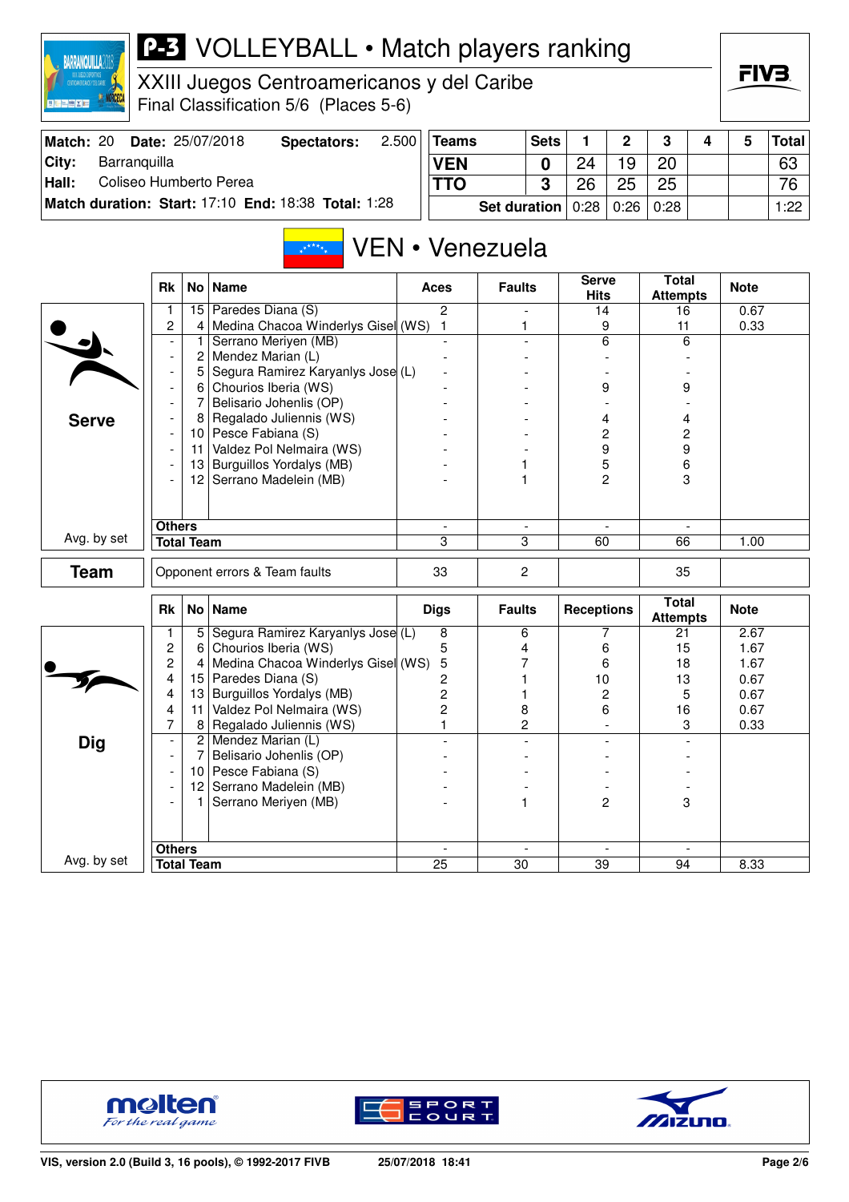# P-3 VOLLEYBALL • Match players ranking

## XXIII Juegos Centroamericanos y del Caribe

Final Classification 5/6 (Places 5-6)

| Match: 20 | Date: 25/07/2018 | Spectators: | 2.500 |
|---|---|---|---|
| City: | Barranquilla | | |
| Hall: | Coliseo Humberto Perea | | |
| Match duration: | Start: 17:10 | End: 18:38 | Total: 1:28 |

| Teams | Sets | 1 | 2 | 3 | 4 | 5 | Total |
|---|---|---|---|---|---|---|---|
| VEN | 0 | 24 | 19 | 20 | | | 63 |
| TTO | 3 | 26 | 25 | 25 | | | 76 |
| Set duration | | 0:28 | 0:26 | 0:28 | | | 1:22 |

## VEN • Venezuela

### Serve

| Rk | No | Name | Aces | Faults | Serve Hits | Total Attempts | Note |
|---|---|---|---|---|---|---|---|
| 1 | 15 | Paredes Diana (S) | 2 | - | 14 | 16 | 0.67 |
| 2 | 4 | Medina Chacoa Winderlys Gisel (WS) | 1 | 1 | 9 | 11 | 0.33 |
| - | 1 | Serrano Meriyen (MB) | - | - | 6 | 6 | |
| - | 2 | Mendez Marian (L) | - | - | - | - | |
| - | 5 | Segura Ramirez Karyanlys Jose (L) | - | - | - | - | |
| - | 6 | Chourios Iberia (WS) | - | - | 9 | 9 | |
| - | 7 | Belisario Johenlis (OP) | - | - | - | - | |
| - | 8 | Regalado Juliennis (WS) | - | - | 4 | 4 | |
| - | 10 | Pesce Fabiana (S) | - | - | 2 | 2 | |
| - | 11 | Valdez Pol Nelmaira (WS) | - | - | 9 | 9 | |
| - | 13 | Burguillos Yordalys (MB) | - | 1 | 5 | 6 | |
| - | 12 | Serrano Madelein (MB) | - | 1 | 2 | 3 | |
| Others | | | - | - | - | - | |
| Total Team | | | 3 | 3 | 60 | 66 | 1.00 |

Avg. by set

### Team

| | Aces | Faults | Serve Hits | Total Attempts | Note |
|---|---|---|---|---|---|
| Opponent errors & Team faults | 33 | 2 | | 35 | |

### Dig

| Rk | No | Name | Digs | Faults | Receptions | Total Attempts | Note |
|---|---|---|---|---|---|---|---|
| 1 | 5 | Segura Ramirez Karyanlys Jose (L) | 8 | 6 | 7 | 21 | 2.67 |
| 2 | 6 | Chourios Iberia (WS) | 5 | 4 | 6 | 15 | 1.67 |
| 2 | 4 | Medina Chacoa Winderlys Gisel (WS) | 5 | 7 | 6 | 18 | 1.67 |
| 4 | 15 | Paredes Diana (S) | 2 | 1 | 10 | 13 | 0.67 |
| 4 | 13 | Burguillos Yordalys (MB) | 2 | 1 | 2 | 5 | 0.67 |
| 4 | 11 | Valdez Pol Nelmaira (WS) | 2 | 8 | 6 | 16 | 0.67 |
| 7 | 8 | Regalado Juliennis (WS) | 1 | 2 | - | 3 | 0.33 |
| - | 2 | Mendez Marian (L) | - | - | - | - | |
| - | 7 | Belisario Johenlis (OP) | - | - | - | - | |
| - | 10 | Pesce Fabiana (S) | - | - | - | - | |
| - | 12 | Serrano Madelein (MB) | - | - | - | - | |
| - | 1 | Serrano Meriyen (MB) | - | 1 | 2 | 3 | |
| Others | | | - | - | - | - | |
| Total Team | | | 25 | 30 | 39 | 94 | 8.33 |

Avg. by set

VIS, version 2.0 (Build 3, 16 pools), © 1992-2017 FIVB — 25/07/2018 18:41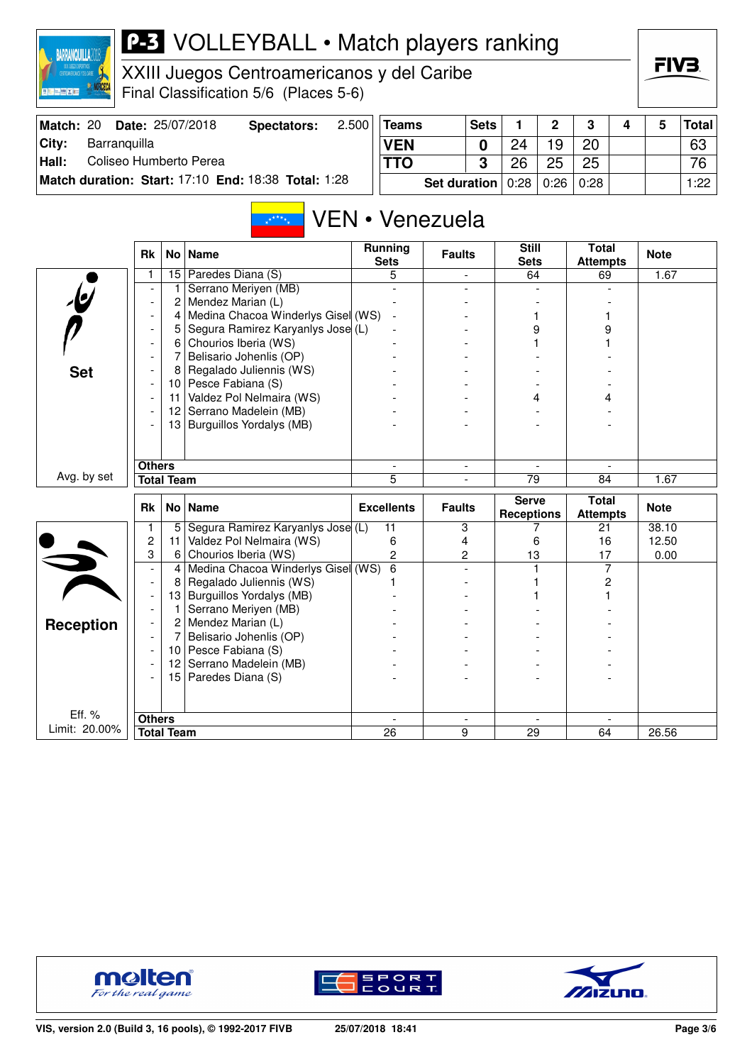# P-3 VOLLEYBALL • Match players ranking

XXIII Juegos Centroamericanos y del Caribe
Final Classification 5/6 (Places 5-6)

| Match: 20 | Date: 25/07/2018 | Spectators: | 2.500 |
|---|---|---|---|
| City: | Barranquilla | | |
| Hall: | Coliseo Humberto Perea | | |
| Match duration: | Start: 17:10 | End: 18:38 | Total: 1:28 |

| Teams | Sets | 1 | 2 | 3 | 4 | 5 | Total |
|---|---|---|---|---|---|---|---|
| VEN | 0 | 24 | 19 | 20 | | | 63 |
| TTO | 3 | 26 | 25 | 25 | | | 76 |
| Set duration | | 0:28 | 0:26 | 0:28 | | | 1:22 |

## VEN • Venezuela

### Set (Avg. by set)

| Rk | No | Name | Running Sets | Faults | Still Sets | Total Attempts | Note |
|---|---|---|---|---|---|---|---|
| 1 | 15 | Paredes Diana (S) | 5 | - | 64 | 69 | 1.67 |
| - | 1 | Serrano Meriyen (MB) | - | - | - | - | |
| - | 2 | Mendez Marian (L) | - | - | - | - | |
| - | 4 | Medina Chacoa Winderlys Gisel (WS) | - | - | 1 | 1 | |
| - | 5 | Segura Ramirez Karyanlys Jose (L) | - | - | 9 | 9 | |
| - | 6 | Chourios Iberia (WS) | - | - | 1 | 1 | |
| - | 7 | Belisario Johenlis (OP) | - | - | - | - | |
| - | 8 | Regalado Juliennis (WS) | - | - | - | - | |
| - | 10 | Pesce Fabiana (S) | - | - | - | - | |
| - | 11 | Valdez Pol Nelmaira (WS) | - | - | 4 | 4 | |
| - | 12 | Serrano Madelein (MB) | - | - | - | - | |
| - | 13 | Burguillos Yordalys (MB) | - | - | - | - | |
| Others | | | - | - | - | - | |
| Total Team | | | 5 | - | 79 | 84 | 1.67 |

### Reception (Eff. % Limit: 20.00%)

| Rk | No | Name | Excellents | Faults | Serve Receptions | Total Attempts | Note |
|---|---|---|---|---|---|---|---|
| 1 | 5 | Segura Ramirez Karyanlys Jose (L) | 11 | 3 | 7 | 21 | 38.10 |
| 2 | 11 | Valdez Pol Nelmaira (WS) | 6 | 4 | 6 | 16 | 12.50 |
| 3 | 6 | Chourios Iberia (WS) | 2 | 2 | 13 | 17 | 0.00 |
| - | 4 | Medina Chacoa Winderlys Gisel (WS) | 6 | - | 1 | 7 | |
| - | 8 | Regalado Juliennis (WS) | 1 | - | 1 | 2 | |
| - | 13 | Burguillos Yordalys (MB) | - | - | 1 | 1 | |
| - | 1 | Serrano Meriyen (MB) | - | - | - | - | |
| - | 2 | Mendez Marian (L) | - | - | - | - | |
| - | 7 | Belisario Johenlis (OP) | - | - | - | - | |
| - | 10 | Pesce Fabiana (S) | - | - | - | - | |
| - | 12 | Serrano Madelein (MB) | - | - | - | - | |
| - | 15 | Paredes Diana (S) | - | - | - | - | |
| Others | | | - | - | - | - | |
| Total Team | | | 26 | 9 | 29 | 64 | 26.56 |

VIS, version 2.0 (Build 3, 16 pools), © 1992-2017 FIVB — 25/07/2018 18:41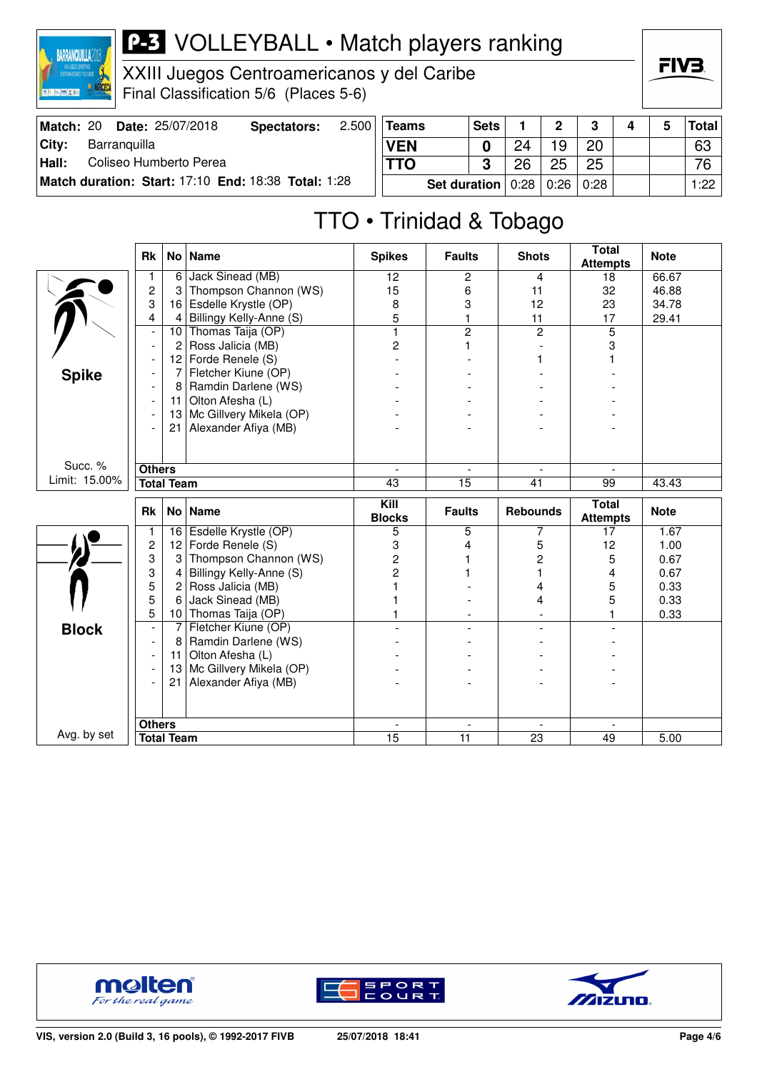# P-3 VOLLEYBALL • Match players ranking

XXIII Juegos Centroamericanos y del Caribe
Final Classification 5/6 (Places 5-6)

| Match: 20 | Date: 25/07/2018 | Spectators: | 2.500 |
|---|---|---|---|
| City: | Barranquilla | | |
| Hall: | Coliseo Humberto Perea | | |
| Match duration: | Start: 17:10 | End: 18:38 | Total: 1:28 |

| Teams | Sets | 1 | 2 | 3 | 4 | 5 | Total |
|---|---|---|---|---|---|---|---|
| VEN | 0 | 24 | 19 | 20 | | | 63 |
| TTO | 3 | 26 | 25 | 25 | | | 76 |
| Set duration | | 0:28 | 0:26 | 0:28 | | | 1:22 |

## TTO • Trinidad & Tobago

### Spike

Succ. % Limit: 15.00%

| Rk | No | Name | Spikes | Faults | Shots | Total Attempts | Note |
|---|---|---|---|---|---|---|---|
| 1 | 6 | Jack Sinead (MB) | 12 | 2 | 4 | 18 | 66.67 |
| 2 | 3 | Thompson Channon (WS) | 15 | 6 | 11 | 32 | 46.88 |
| 3 | 16 | Esdelle Krystle (OP) | 8 | 3 | 12 | 23 | 34.78 |
| 4 | 4 | Billingy Kelly-Anne (S) | 5 | 1 | 11 | 17 | 29.41 |
| - | 10 | Thomas Taija (OP) | 1 | 2 | 2 | 5 | |
| - | 2 | Ross Jalicia (MB) | 2 | 1 | - | 3 | |
| - | 12 | Forde Renele (S) | - | - | 1 | 1 | |
| - | 7 | Fletcher Kiune (OP) | - | - | - | - | |
| - | 8 | Ramdin Darlene (WS) | - | - | - | - | |
| - | 11 | Olton Afesha (L) | - | - | - | - | |
| - | 13 | Mc Gillvery Mikela (OP) | - | - | - | - | |
| - | 21 | Alexander Afiya (MB) | - | - | - | - | |
| Others | | | - | - | - | - | |
| Total Team | | | 43 | 15 | 41 | 99 | 43.43 |

### Block

Avg. by set

| Rk | No | Name | Kill Blocks | Faults | Rebounds | Total Attempts | Note |
|---|---|---|---|---|---|---|---|
| 1 | 16 | Esdelle Krystle (OP) | 5 | 5 | 7 | 17 | 1.67 |
| 2 | 12 | Forde Renele (S) | 3 | 4 | 5 | 12 | 1.00 |
| 3 | 3 | Thompson Channon (WS) | 2 | 1 | 2 | 5 | 0.67 |
| 3 | 4 | Billingy Kelly-Anne (S) | 2 | 1 | 1 | 4 | 0.67 |
| 5 | 2 | Ross Jalicia (MB) | 1 | - | 4 | 5 | 0.33 |
| 5 | 6 | Jack Sinead (MB) | 1 | - | 4 | 5 | 0.33 |
| 5 | 10 | Thomas Taija (OP) | 1 | - | - | 1 | 0.33 |
| - | 7 | Fletcher Kiune (OP) | - | - | - | - | |
| - | 8 | Ramdin Darlene (WS) | - | - | - | - | |
| - | 11 | Olton Afesha (L) | - | - | - | - | |
| - | 13 | Mc Gillvery Mikela (OP) | - | - | - | - | |
| - | 21 | Alexander Afiya (MB) | - | - | - | - | |
| Others | | | - | - | - | - | |
| Total Team | | | 15 | 11 | 23 | 49 | 5.00 |

VIS, version 2.0 (Build 3, 16 pools), © 1992-2017 FIVB — 25/07/2018 18:41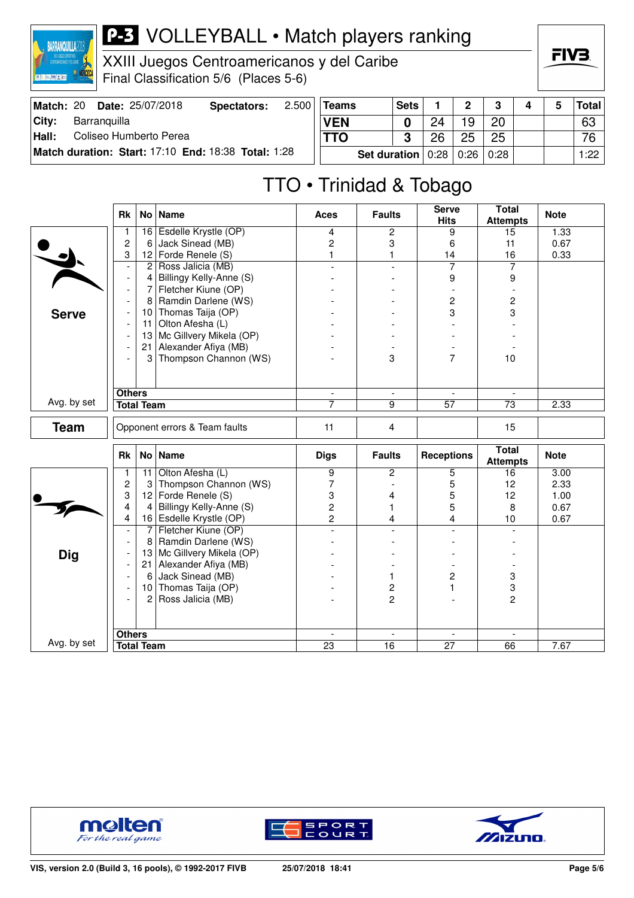# P-3 VOLLEYBALL • Match players ranking

XXIII Juegos Centroamericanos y del Caribe
Final Classification 5/6 (Places 5-6)

| Match: 20 | Date: 25/07/2018 | Spectators: | 2.500 |
|---|---|---|---|
| City: | Barranquilla | | |
| Hall: | Coliseo Humberto Perea | | |
| Match duration: | Start: 17:10 | End: 18:38 | Total: 1:28 |

| Teams | Sets | 1 | 2 | 3 | 4 | 5 | Total |
|---|---|---|---|---|---|---|---|
| VEN | 0 | 24 | 19 | 20 | | | 63 |
| TTO | 3 | 26 | 25 | 25 | | | 76 |
| Set duration | | 0:28 | 0:26 | 0:28 | | | 1:22 |

## TTO • Trinidad & Tobago

### Serve

| Rk | No | Name | Aces | Faults | Serve Hits | Total Attempts | Note |
|---|---|---|---|---|---|---|---|
| 1 | 16 | Esdelle Krystle (OP) | 4 | 2 | 9 | 15 | 1.33 |
| 2 | 6 | Jack Sinead (MB) | 2 | 3 | 6 | 11 | 0.67 |
| 3 | 12 | Forde Renele (S) | 1 | 1 | 14 | 16 | 0.33 |
| - | 2 | Ross Jalicia (MB) | - | - | 7 | 7 | |
| - | 4 | Billingy Kelly-Anne (S) | - | - | 9 | 9 | |
| - | 7 | Fletcher Kiune (OP) | - | - | - | - | |
| - | 8 | Ramdin Darlene (WS) | - | - | 2 | 2 | |
| - | 10 | Thomas Taija (OP) | - | - | 3 | 3 | |
| - | 11 | Olton Afesha (L) | - | - | - | - | |
| - | 13 | Mc Gillvery Mikela (OP) | - | - | - | - | |
| - | 21 | Alexander Afiya (MB) | - | - | - | - | |
| - | 3 | Thompson Channon (WS) | - | 3 | 7 | 10 | |
| Others | | | - | - | - | - | |
| Total Team | | | 7 | 9 | 57 | 73 | 2.33 |

Avg. by set

### Team

| | Aces | Faults | Serve Hits | Total Attempts | Note |
|---|---|---|---|---|---|
| Opponent errors & Team faults | 11 | 4 | | 15 | |

### Dig

| Rk | No | Name | Digs | Faults | Receptions | Total Attempts | Note |
|---|---|---|---|---|---|---|---|
| 1 | 11 | Olton Afesha (L) | 9 | 2 | 5 | 16 | 3.00 |
| 2 | 3 | Thompson Channon (WS) | 7 | - | 5 | 12 | 2.33 |
| 3 | 12 | Forde Renele (S) | 3 | 4 | 5 | 12 | 1.00 |
| 4 | 4 | Billingy Kelly-Anne (S) | 2 | 1 | 5 | 8 | 0.67 |
| 4 | 16 | Esdelle Krystle (OP) | 2 | 4 | 4 | 10 | 0.67 |
| - | 7 | Fletcher Kiune (OP) | - | - | - | - | |
| - | 8 | Ramdin Darlene (WS) | - | - | - | - | |
| - | 13 | Mc Gillvery Mikela (OP) | - | - | - | - | |
| - | 21 | Alexander Afiya (MB) | - | - | - | - | |
| - | 6 | Jack Sinead (MB) | - | 1 | 2 | 3 | |
| - | 10 | Thomas Taija (OP) | - | 2 | 1 | 3 | |
| - | 2 | Ross Jalicia (MB) | - | 2 | - | 2 | |
| Others | | | - | - | - | - | |
| Total Team | | | 23 | 16 | 27 | 66 | 7.67 |

Avg. by set

VIS, version 2.0 (Build 3, 16 pools), © 1992-2017 FIVB 25/07/2018 18:41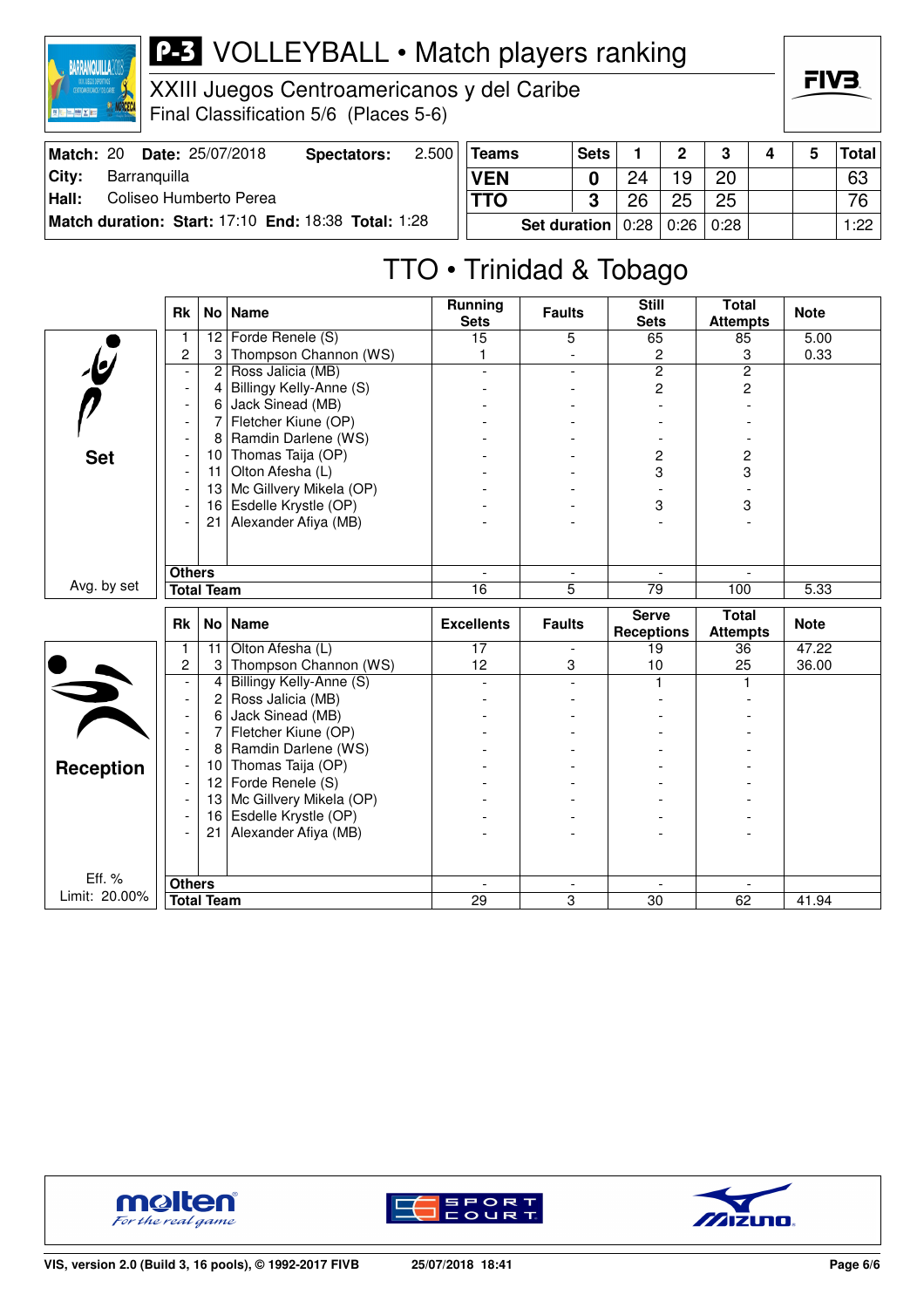# P-3 VOLLEYBALL • Match players ranking

XXIII Juegos Centroamericanos y del Caribe
Final Classification 5/6 (Places 5-6)

| | | | |
|---|---|---|---|
| **Match:** 20 | **Date:** 25/07/2018 | **Spectators:** | 2.500 |
| **City:** | Barranquilla | | |
| **Hall:** | Coliseo Humberto Perea | | |
| **Match duration: Start:** 17:10 | **End:** 18:38 | **Total:** 1:28 | |

| Teams | Sets | 1 | 2 | 3 | 4 | 5 | Total |
|---|---|---|---|---|---|---|---|
| VEN | 0 | 24 | 19 | 20 | | | 63 |
| TTO | 3 | 26 | 25 | 25 | | | 76 |
| Set duration | | 0:28 | 0:26 | 0:28 | | | 1:22 |

## TTO • Trinidad & Tobago

### Set

| Rk | No | Name | Running Sets | Faults | Still Sets | Total Attempts | Note |
|---|---|---|---|---|---|---|---|
| 1 | 12 | Forde Renele (S) | 15 | 5 | 65 | 85 | 5.00 |
| 2 | 3 | Thompson Channon (WS) | 1 | - | 2 | 3 | 0.33 |
| - | 2 | Ross Jalicia (MB) | - | - | 2 | 2 | |
| - | 4 | Billingy Kelly-Anne (S) | - | - | 2 | 2 | |
| - | 6 | Jack Sinead (MB) | - | - | - | - | |
| - | 7 | Fletcher Kiune (OP) | - | - | - | - | |
| - | 8 | Ramdin Darlene (WS) | - | - | - | - | |
| - | 10 | Thomas Taija (OP) | - | - | 2 | 2 | |
| - | 11 | Olton Afesha (L) | - | - | 3 | 3 | |
| - | 13 | Mc Gillvery Mikela (OP) | - | - | - | - | |
| - | 16 | Esdelle Krystle (OP) | - | - | 3 | 3 | |
| - | 21 | Alexander Afiya (MB) | - | - | - | - | |
| Others | | | - | - | - | - | |
| Total Team | | | 16 | 5 | 79 | 100 | 5.33 |

Avg. by set

### Reception

| Rk | No | Name | Excellents | Faults | Serve Receptions | Total Attempts | Note |
|---|---|---|---|---|---|---|---|
| 1 | 11 | Olton Afesha (L) | 17 | - | 19 | 36 | 47.22 |
| 2 | 3 | Thompson Channon (WS) | 12 | 3 | 10 | 25 | 36.00 |
| - | 4 | Billingy Kelly-Anne (S) | - | - | 1 | 1 | |
| - | 2 | Ross Jalicia (MB) | - | - | - | - | |
| - | 6 | Jack Sinead (MB) | - | - | - | - | |
| - | 7 | Fletcher Kiune (OP) | - | - | - | - | |
| - | 8 | Ramdin Darlene (WS) | - | - | - | - | |
| - | 10 | Thomas Taija (OP) | - | - | - | - | |
| - | 12 | Forde Renele (S) | - | - | - | - | |
| - | 13 | Mc Gillvery Mikela (OP) | - | - | - | - | |
| - | 16 | Esdelle Krystle (OP) | - | - | - | - | |
| - | 21 | Alexander Afiya (MB) | - | - | - | - | |
| Others | | | - | - | - | - | |
| Total Team | | | 29 | 3 | 30 | 62 | 41.94 |

Eff. %
Limit: 20.00%

VIS, version 2.0 (Build 3, 16 pools), © 1992-2017 FIVB 25/07/2018 18:41